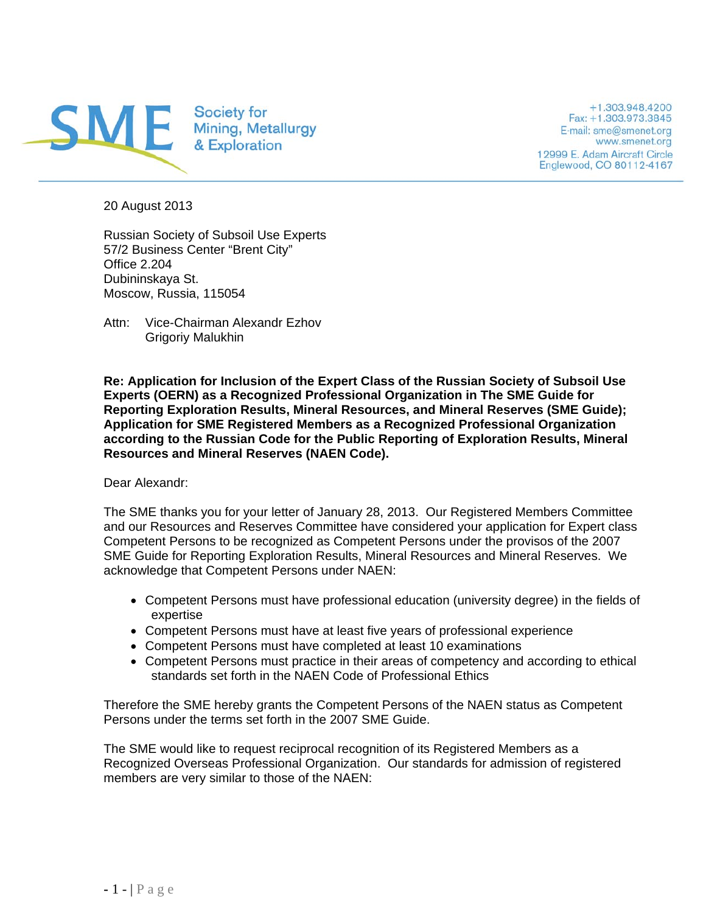**SME** Society for Mining, Metallurgy & Exploration

+1.303.948.4200
Fax: +1.303.973.3845
E-mail: sme@smenet.org
www.smenet.org
12999 E. Adam Aircraft Circle
Englewood, CO 80112-4167

20 August 2013

Russian Society of Subsoil Use Experts
57/2 Business Center "Brent City"
Office 2.204
Dubininskaya St.
Moscow, Russia, 115054

Attn: Vice-Chairman Alexandr Ezhov
Grigoriy Malukhin

**Re: Application for Inclusion of the Expert Class of the Russian Society of Subsoil Use Experts (OERN) as a Recognized Professional Organization in The SME Guide for Reporting Exploration Results, Mineral Resources, and Mineral Reserves (SME Guide); Application for SME Registered Members as a Recognized Professional Organization according to the Russian Code for the Public Reporting of Exploration Results, Mineral Resources and Mineral Reserves (NAEN Code).**

Dear Alexandr:

The SME thanks you for your letter of January 28, 2013. Our Registered Members Committee and our Resources and Reserves Committee have considered your application for Expert class Competent Persons to be recognized as Competent Persons under the provisos of the 2007 SME Guide for Reporting Exploration Results, Mineral Resources and Mineral Reserves. We acknowledge that Competent Persons under NAEN:

- Competent Persons must have professional education (university degree) in the fields of expertise
- Competent Persons must have at least five years of professional experience
- Competent Persons must have completed at least 10 examinations
- Competent Persons must practice in their areas of competency and according to ethical standards set forth in the NAEN Code of Professional Ethics

Therefore the SME hereby grants the Competent Persons of the NAEN status as Competent Persons under the terms set forth in the 2007 SME Guide.

The SME would like to request reciprocal recognition of its Registered Members as a Recognized Overseas Professional Organization. Our standards for admission of registered members are very similar to those of the NAEN: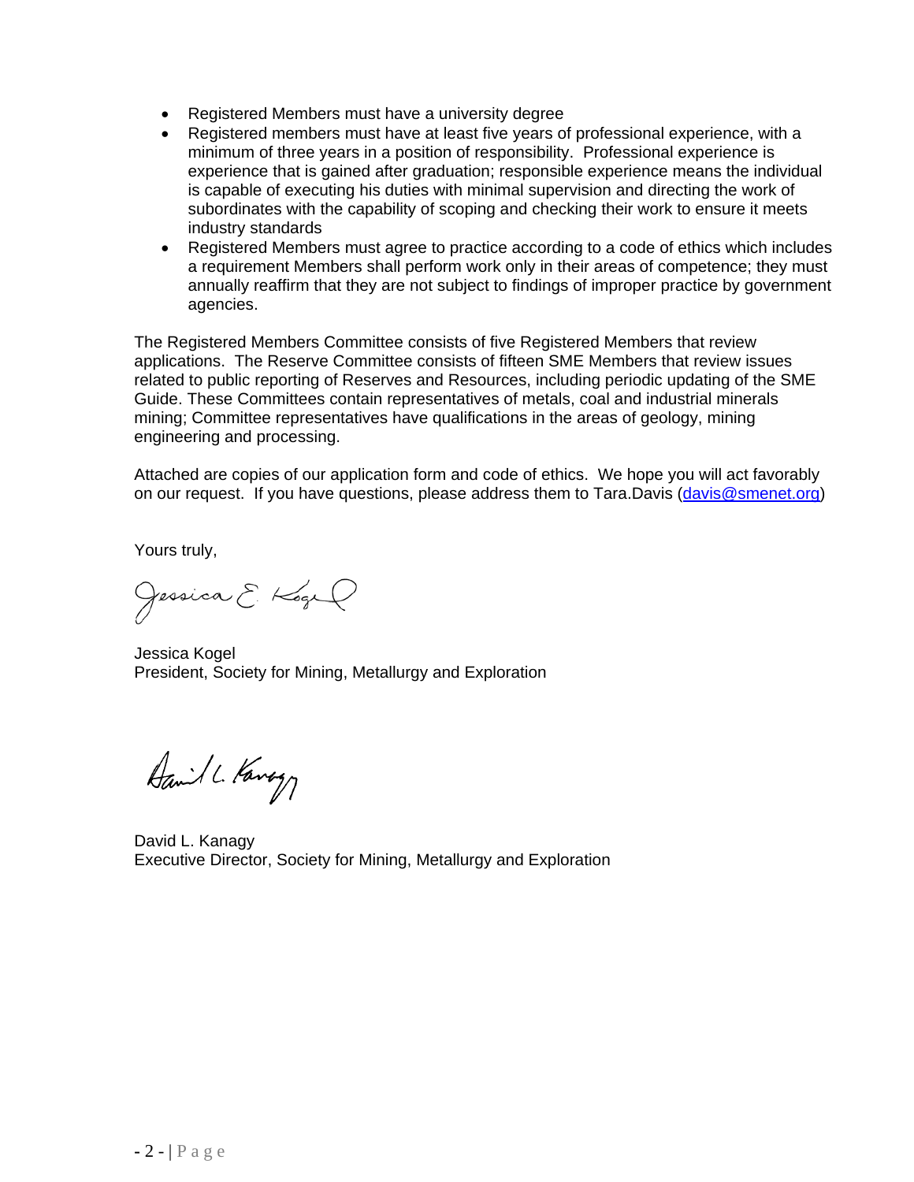- Registered Members must have a university degree
- Registered members must have at least five years of professional experience, with a minimum of three years in a position of responsibility. Professional experience is experience that is gained after graduation; responsible experience means the individual is capable of executing his duties with minimal supervision and directing the work of subordinates with the capability of scoping and checking their work to ensure it meets industry standards
- Registered Members must agree to practice according to a code of ethics which includes a requirement Members shall perform work only in their areas of competence; they must annually reaffirm that they are not subject to findings of improper practice by government agencies.

The Registered Members Committee consists of five Registered Members that review applications. The Reserve Committee consists of fifteen SME Members that review issues related to public reporting of Reserves and Resources, including periodic updating of the SME Guide. These Committees contain representatives of metals, coal and industrial minerals mining; Committee representatives have qualifications in the areas of geology, mining engineering and processing.

Attached are copies of our application form and code of ethics. We hope you will act favorably on our request. If you have questions, please address them to Tara.Davis (davis@smenet.org)

Yours truly,

Jessica E. Kogel

Jessica Kogel
President, Society for Mining, Metallurgy and Exploration

David L. Kanagy

David L. Kanagy
Executive Director, Society for Mining, Metallurgy and Exploration